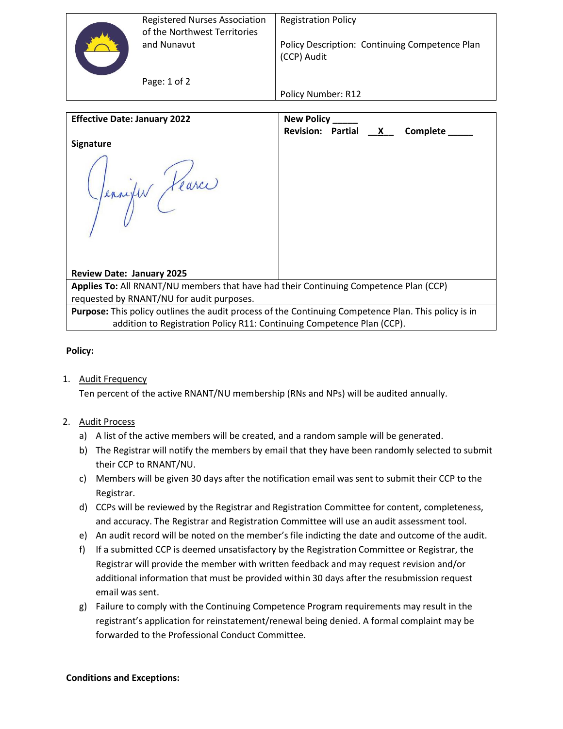| Registered Nurses Association of the Northwest Territories and Nunavut | Registration Policy<br><br>Policy Description: Continuing Competence Plan (CCP) Audit<br><br>Policy Number: R12 |
| --- | --- |

| **Effective Date: January 2022**<br><br>**Signature**<br><br>Jennifer Pearce<br><br>**Review Date: January 2025** | **New Policy _____**<br>**Revision: Partial __X__ Complete _____** |
| --- | --- |
| **Applies To:** All RNANT/NU members that have had their Continuing Competence Plan (CCP) requested by RNANT/NU for audit purposes. | |
| **Purpose:** This policy outlines the audit process of the Continuing Competence Plan. This policy is in addition to Registration Policy R11: Continuing Competence Plan (CCP). | |

**Policy:**

1. Audit Frequency

   Ten percent of the active RNANT/NU membership (RNs and NPs) will be audited annually.

2. Audit Process

   a) A list of the active members will be created, and a random sample will be generated.

   b) The Registrar will notify the members by email that they have been randomly selected to submit their CCP to RNANT/NU.

   c) Members will be given 30 days after the notification email was sent to submit their CCP to the Registrar.

   d) CCPs will be reviewed by the Registrar and Registration Committee for content, completeness, and accuracy. The Registrar and Registration Committee will use an audit assessment tool.

   e) An audit record will be noted on the member's file indicting the date and outcome of the audit.

   f) If a submitted CCP is deemed unsatisfactory by the Registration Committee or Registrar, the Registrar will provide the member with written feedback and may request revision and/or additional information that must be provided within 30 days after the resubmission request email was sent.

   g) Failure to comply with the Continuing Competence Program requirements may result in the registrant's application for reinstatement/renewal being denied. A formal complaint may be forwarded to the Professional Conduct Committee.

**Conditions and Exceptions:**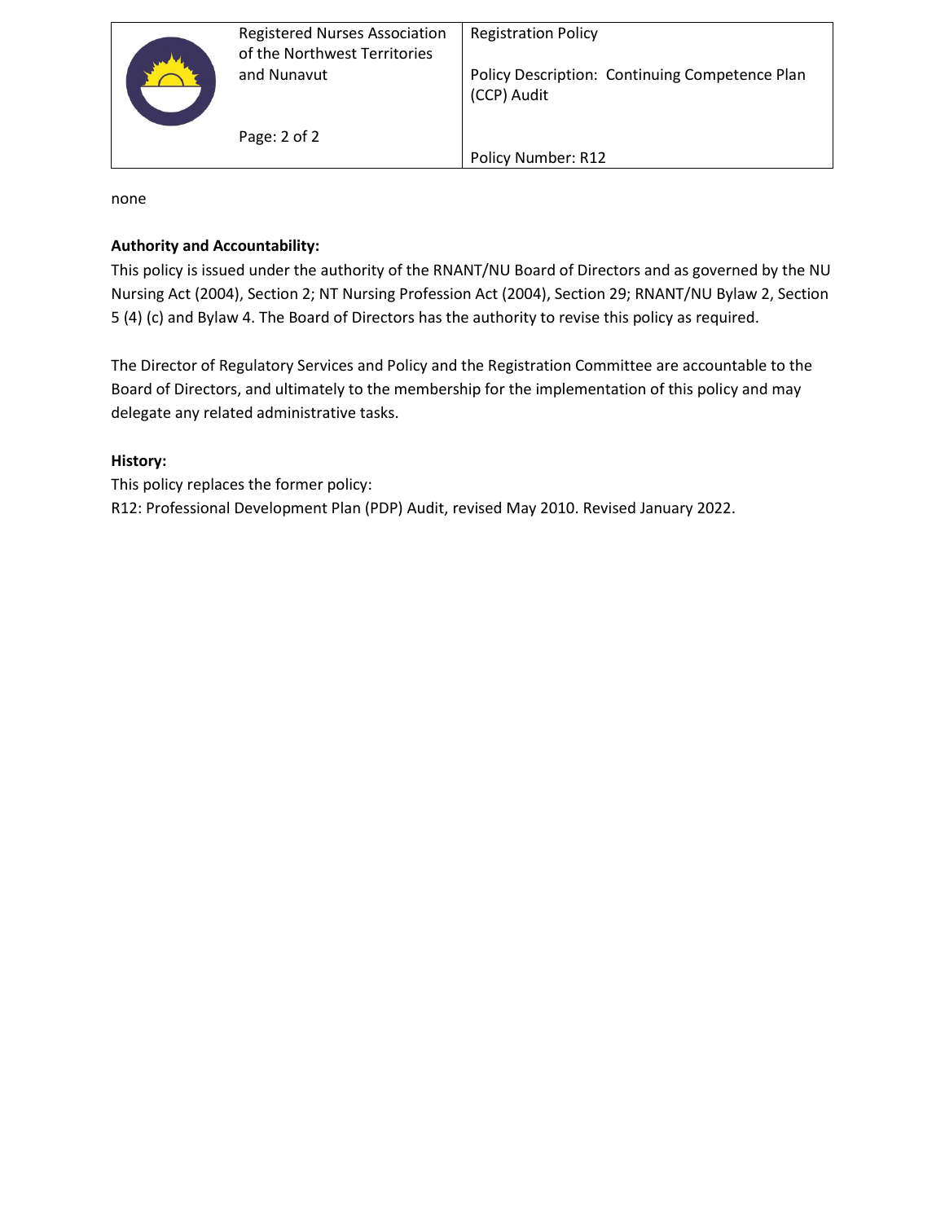none

**Authority and Accountability:**

This policy is issued under the authority of the RNANT/NU Board of Directors and as governed by the NU Nursing Act (2004), Section 2; NT Nursing Profession Act (2004), Section 29; RNANT/NU Bylaw 2, Section 5 (4) (c) and Bylaw 4. The Board of Directors has the authority to revise this policy as required.

The Director of Regulatory Services and Policy and the Registration Committee are accountable to the Board of Directors, and ultimately to the membership for the implementation of this policy and may delegate any related administrative tasks.

**History:**

This policy replaces the former policy:

R12: Professional Development Plan (PDP) Audit, revised May 2010. Revised January 2022.